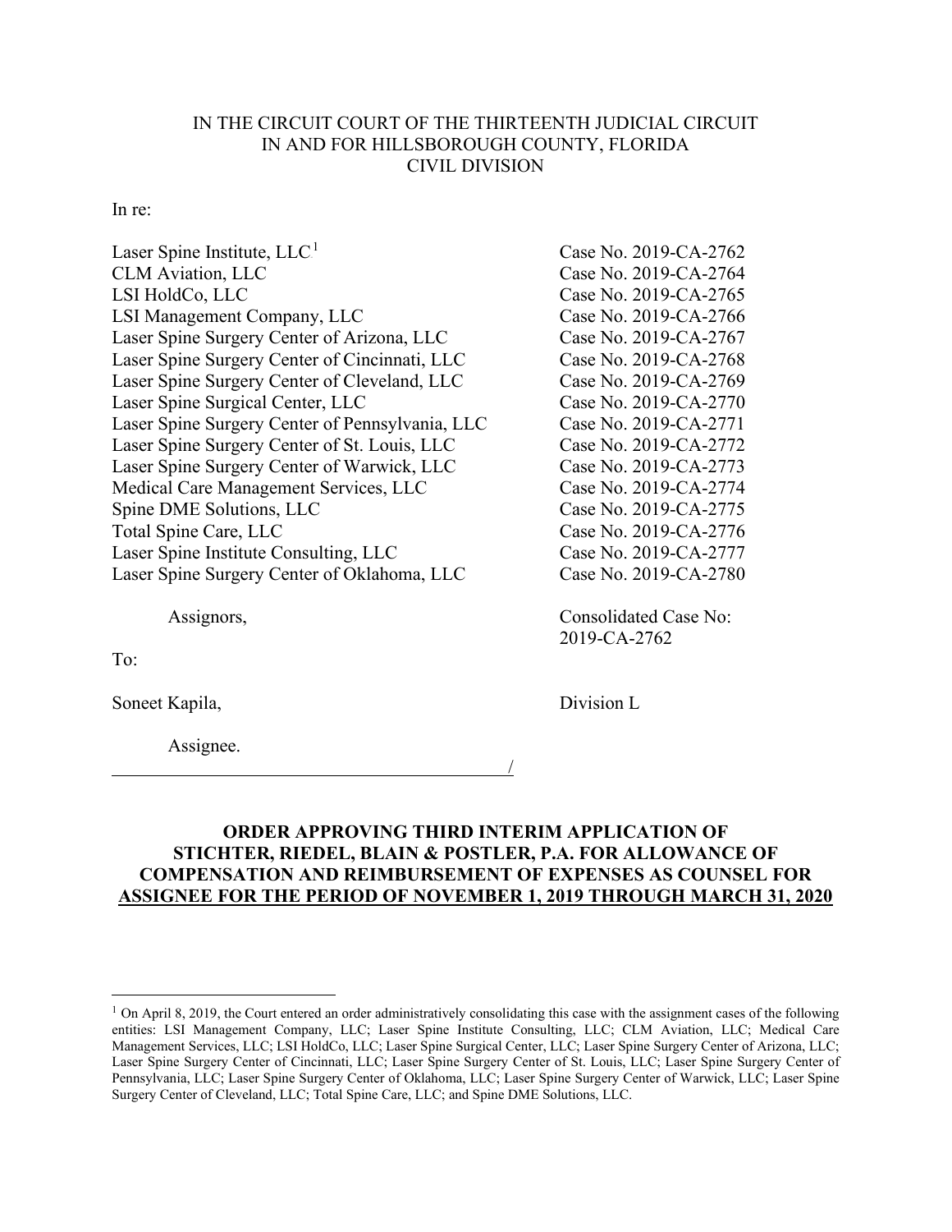IN THE CIRCUIT COURT OF THE THIRTEENTH JUDICIAL CIRCUIT
IN AND FOR HILLSBOROUGH COUNTY, FLORIDA
CIVIL DIVISION

In re:

| | |
|---|---|
| Laser Spine Institute, LLC[1] | Case No. 2019-CA-2762 |
| CLM Aviation, LLC | Case No. 2019-CA-2764 |
| LSI HoldCo, LLC | Case No. 2019-CA-2765 |
| LSI Management Company, LLC | Case No. 2019-CA-2766 |
| Laser Spine Surgery Center of Arizona, LLC | Case No. 2019-CA-2767 |
| Laser Spine Surgery Center of Cincinnati, LLC | Case No. 2019-CA-2768 |
| Laser Spine Surgery Center of Cleveland, LLC | Case No. 2019-CA-2769 |
| Laser Spine Surgical Center, LLC | Case No. 2019-CA-2770 |
| Laser Spine Surgery Center of Pennsylvania, LLC | Case No. 2019-CA-2771 |
| Laser Spine Surgery Center of St. Louis, LLC | Case No. 2019-CA-2772 |
| Laser Spine Surgery Center of Warwick, LLC | Case No. 2019-CA-2773 |
| Medical Care Management Services, LLC | Case No. 2019-CA-2774 |
| Spine DME Solutions, LLC | Case No. 2019-CA-2775 |
| Total Spine Care, LLC | Case No. 2019-CA-2776 |
| Laser Spine Institute Consulting, LLC | Case No. 2019-CA-2777 |
| Laser Spine Surgery Center of Oklahoma, LLC | Case No. 2019-CA-2780 |

Assignors, Consolidated Case No: 2019-CA-2762

To:

Soneet Kapila, Division L

Assignee.
_____________________________________________/

**ORDER APPROVING THIRD INTERIM APPLICATION OF STICHTER, RIEDEL, BLAIN & POSTLER, P.A. FOR ALLOWANCE OF COMPENSATION AND REIMBURSEMENT OF EXPENSES AS COUNSEL FOR ASSIGNEE FOR THE PERIOD OF NOVEMBER 1, 2019 THROUGH MARCH 31, 2020**

---

[1] On April 8, 2019, the Court entered an order administratively consolidating this case with the assignment cases of the following entities: LSI Management Company, LLC; Laser Spine Institute Consulting, LLC; CLM Aviation, LLC; Medical Care Management Services, LLC; LSI HoldCo, LLC; Laser Spine Surgical Center, LLC; Laser Spine Surgery Center of Arizona, LLC; Laser Spine Surgery Center of Cincinnati, LLC; Laser Spine Surgery Center of St. Louis, LLC; Laser Spine Surgery Center of Pennsylvania, LLC; Laser Spine Surgery Center of Oklahoma, LLC; Laser Spine Surgery Center of Warwick, LLC; Laser Spine Surgery Center of Cleveland, LLC; Total Spine Care, LLC; and Spine DME Solutions, LLC.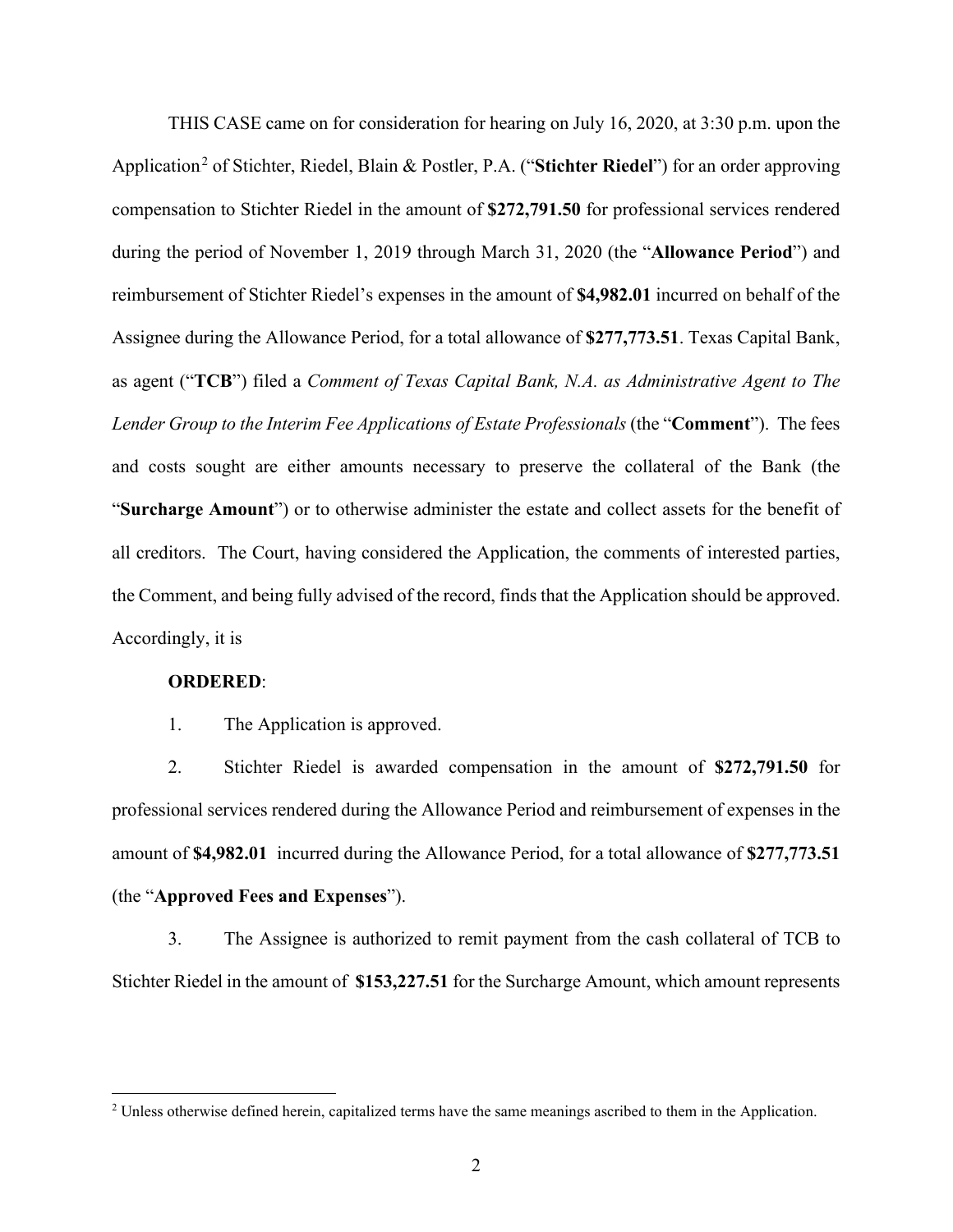THIS CASE came on for consideration for hearing on July 16, 2020, at 3:30 p.m. upon the Application[2] of Stichter, Riedel, Blain & Postler, P.A. ("**Stichter Riedel**") for an order approving compensation to Stichter Riedel in the amount of **$272,791.50** for professional services rendered during the period of November 1, 2019 through March 31, 2020 (the "**Allowance Period**") and reimbursement of Stichter Riedel's expenses in the amount of **$4,982.01** incurred on behalf of the Assignee during the Allowance Period, for a total allowance of **$277,773.51**. Texas Capital Bank, as agent ("**TCB**") filed a *Comment of Texas Capital Bank, N.A. as Administrative Agent to The Lender Group to the Interim Fee Applications of Estate Professionals* (the "**Comment**"). The fees and costs sought are either amounts necessary to preserve the collateral of the Bank (the "**Surcharge Amount**") or to otherwise administer the estate and collect assets for the benefit of all creditors. The Court, having considered the Application, the comments of interested parties, the Comment, and being fully advised of the record, finds that the Application should be approved. Accordingly, it is

**ORDERED**:

1. The Application is approved.

2. Stichter Riedel is awarded compensation in the amount of **$272,791.50** for professional services rendered during the Allowance Period and reimbursement of expenses in the amount of **$4,982.01** incurred during the Allowance Period, for a total allowance of **$277,773.51** (the "**Approved Fees and Expenses**").

3. The Assignee is authorized to remit payment from the cash collateral of TCB to Stichter Riedel in the amount of **$153,227.51** for the Surcharge Amount, which amount represents

---

[2] Unless otherwise defined herein, capitalized terms have the same meanings ascribed to them in the Application.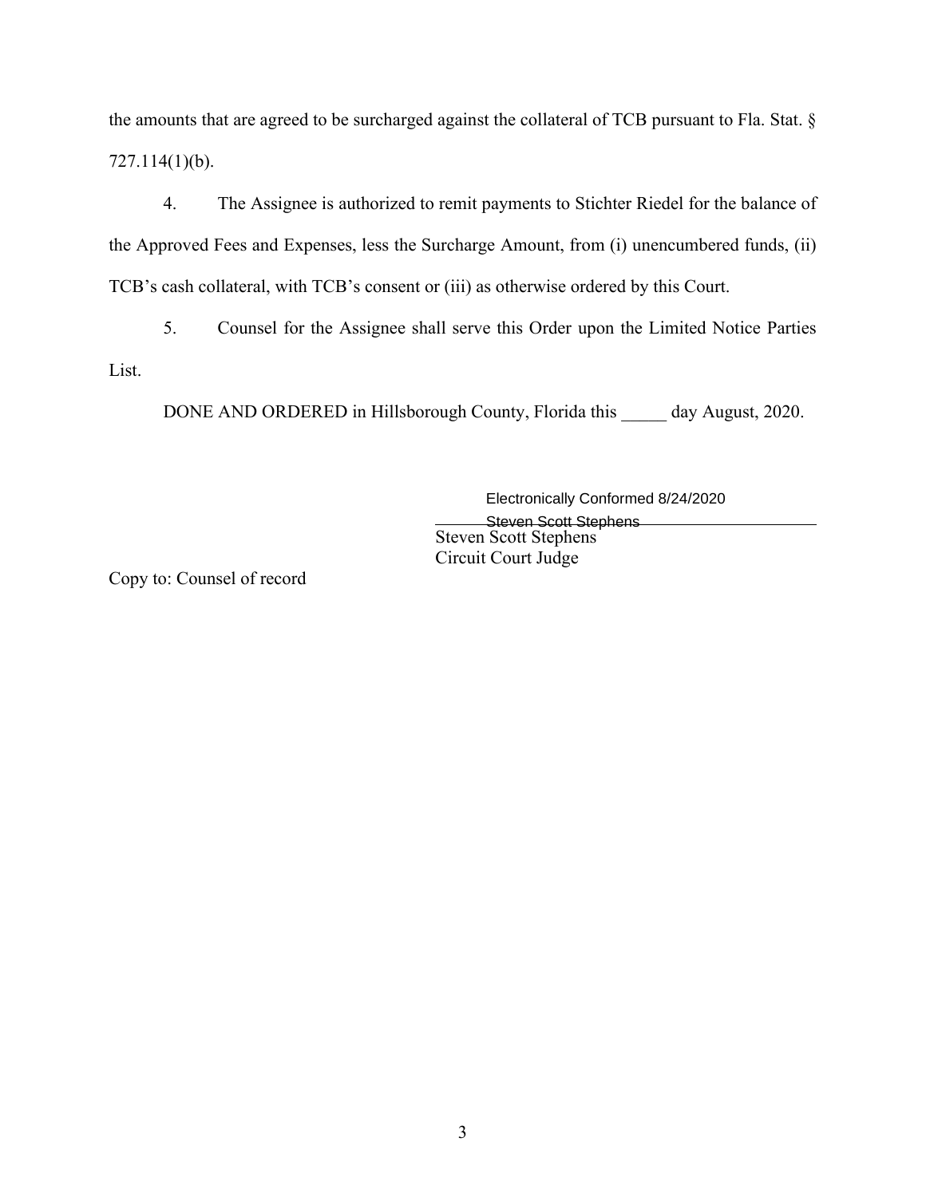the amounts that are agreed to be surcharged against the collateral of TCB pursuant to Fla. Stat. § 727.114(1)(b).

4. The Assignee is authorized to remit payments to Stichter Riedel for the balance of the Approved Fees and Expenses, less the Surcharge Amount, from (i) unencumbered funds, (ii) TCB's cash collateral, with TCB's consent or (iii) as otherwise ordered by this Court.

5. Counsel for the Assignee shall serve this Order upon the Limited Notice Parties List.

DONE AND ORDERED in Hillsborough County, Florida this _____ day August, 2020.

Electronically Conformed 8/24/2020

Steven Scott Stephens

Steven Scott Stephens
Circuit Court Judge

Copy to: Counsel of record